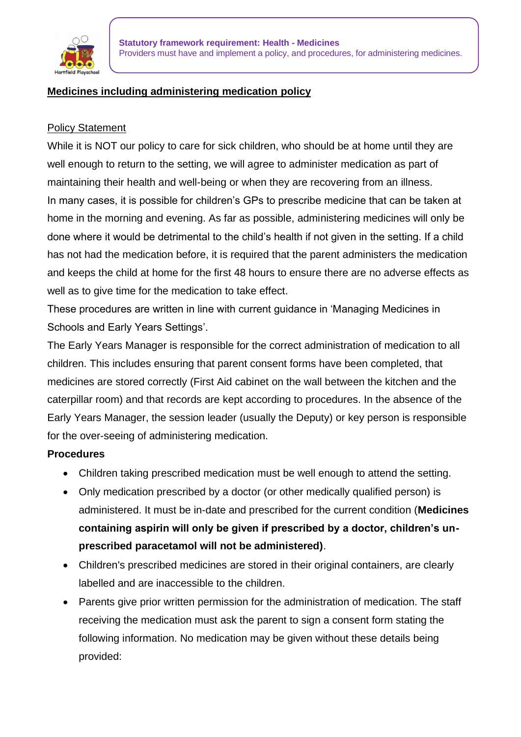**Statutory framework requirement: Health - Medicines**
Providers must have and implement a policy, and procedures, for administering medicines.

# Medicines including administering medication policy

## Policy Statement

While it is NOT our policy to care for sick children, who should be at home until they are well enough to return to the setting, we will agree to administer medication as part of maintaining their health and well-being or when they are recovering from an illness.

In many cases, it is possible for children's GPs to prescribe medicine that can be taken at home in the morning and evening. As far as possible, administering medicines will only be done where it would be detrimental to the child's health if not given in the setting. If a child has not had the medication before, it is required that the parent administers the medication and keeps the child at home for the first 48 hours to ensure there are no adverse effects as well as to give time for the medication to take effect.

These procedures are written in line with current guidance in 'Managing Medicines in Schools and Early Years Settings'.

The Early Years Manager is responsible for the correct administration of medication to all children. This includes ensuring that parent consent forms have been completed, that medicines are stored correctly (First Aid cabinet on the wall between the kitchen and the caterpillar room) and that records are kept according to procedures. In the absence of the Early Years Manager, the session leader (usually the Deputy) or key person is responsible for the over-seeing of administering medication.

**Procedures**

- Children taking prescribed medication must be well enough to attend the setting.
- Only medication prescribed by a doctor (or other medically qualified person) is administered. It must be in-date and prescribed for the current condition (**Medicines containing aspirin will only be given if prescribed by a doctor, children's un-prescribed paracetamol will not be administered)**.
- Children's prescribed medicines are stored in their original containers, are clearly labelled and are inaccessible to the children.
- Parents give prior written permission for the administration of medication. The staff receiving the medication must ask the parent to sign a consent form stating the following information. No medication may be given without these details being provided: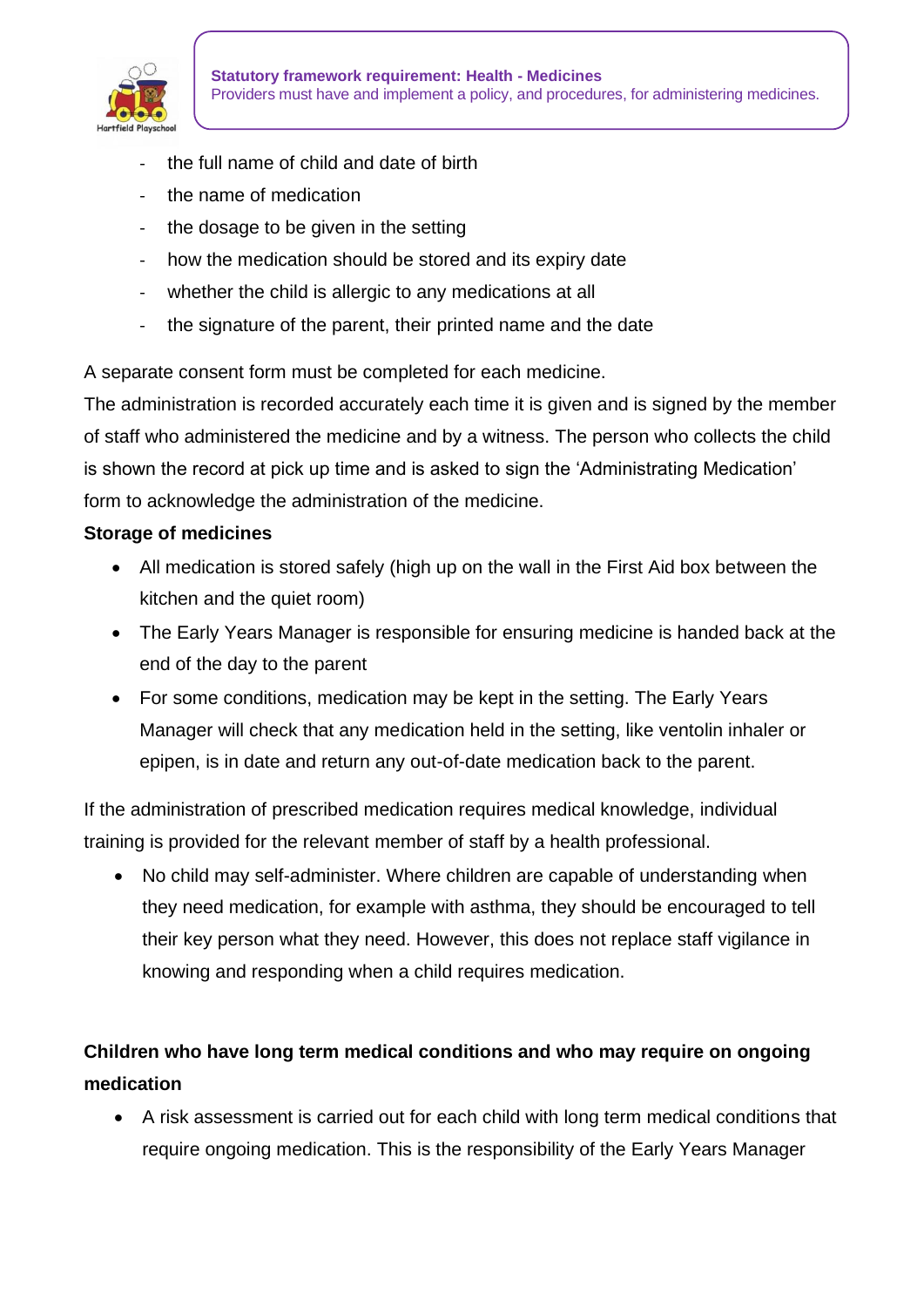- the full name of child and date of birth
- the name of medication
- the dosage to be given in the setting
- how the medication should be stored and its expiry date
- whether the child is allergic to any medications at all
- the signature of the parent, their printed name and the date

A separate consent form must be completed for each medicine.

The administration is recorded accurately each time it is given and is signed by the member of staff who administered the medicine and by a witness. The person who collects the child is shown the record at pick up time and is asked to sign the 'Administrating Medication' form to acknowledge the administration of the medicine.

**Storage of medicines**

- All medication is stored safely (high up on the wall in the First Aid box between the kitchen and the quiet room)
- The Early Years Manager is responsible for ensuring medicine is handed back at the end of the day to the parent
- For some conditions, medication may be kept in the setting. The Early Years Manager will check that any medication held in the setting, like ventolin inhaler or epipen, is in date and return any out-of-date medication back to the parent.

If the administration of prescribed medication requires medical knowledge, individual training is provided for the relevant member of staff by a health professional.

- No child may self-administer. Where children are capable of understanding when they need medication, for example with asthma, they should be encouraged to tell their key person what they need. However, this does not replace staff vigilance in knowing and responding when a child requires medication.

**Children who have long term medical conditions and who may require on ongoing medication**

- A risk assessment is carried out for each child with long term medical conditions that require ongoing medication. This is the responsibility of the Early Years Manager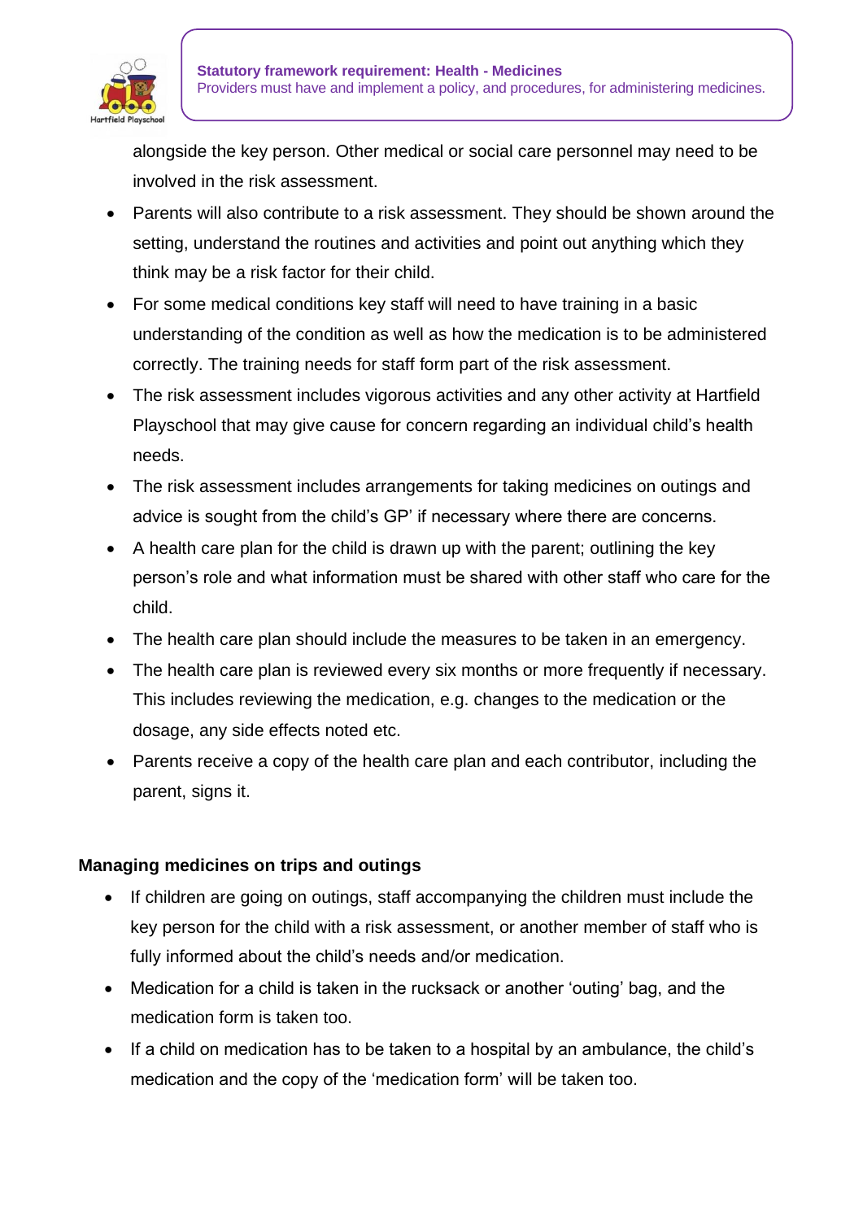alongside the key person. Other medical or social care personnel may need to be involved in the risk assessment.

- Parents will also contribute to a risk assessment. They should be shown around the setting, understand the routines and activities and point out anything which they think may be a risk factor for their child.
- For some medical conditions key staff will need to have training in a basic understanding of the condition as well as how the medication is to be administered correctly. The training needs for staff form part of the risk assessment.
- The risk assessment includes vigorous activities and any other activity at Hartfield Playschool that may give cause for concern regarding an individual child's health needs.
- The risk assessment includes arrangements for taking medicines on outings and advice is sought from the child's GP' if necessary where there are concerns.
- A health care plan for the child is drawn up with the parent; outlining the key person's role and what information must be shared with other staff who care for the child.
- The health care plan should include the measures to be taken in an emergency.
- The health care plan is reviewed every six months or more frequently if necessary. This includes reviewing the medication, e.g. changes to the medication or the dosage, any side effects noted etc.
- Parents receive a copy of the health care plan and each contributor, including the parent, signs it.

**Managing medicines on trips and outings**

- If children are going on outings, staff accompanying the children must include the key person for the child with a risk assessment, or another member of staff who is fully informed about the child's needs and/or medication.
- Medication for a child is taken in the rucksack or another 'outing' bag, and the medication form is taken too.
- If a child on medication has to be taken to a hospital by an ambulance, the child's medication and the copy of the 'medication form' will be taken too.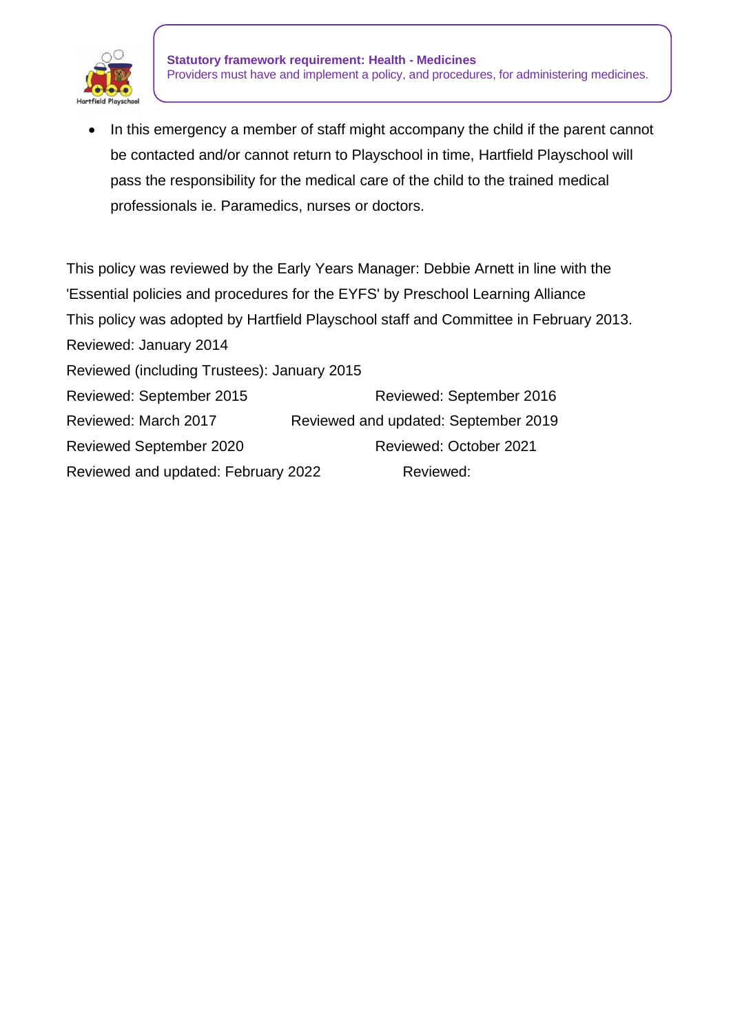- In this emergency a member of staff might accompany the child if the parent cannot be contacted and/or cannot return to Playschool in time, Hartfield Playschool will pass the responsibility for the medical care of the child to the trained medical professionals ie. Paramedics, nurses or doctors.

This policy was reviewed by the Early Years Manager: Debbie Arnett in line with the 'Essential policies and procedures for the EYFS' by Preschool Learning Alliance

This policy was adopted by Hartfield Playschool staff and Committee in February 2013.

Reviewed: January 2014

Reviewed (including Trustees): January 2015

Reviewed: September 2015 Reviewed: September 2016

Reviewed: March 2017 Reviewed and updated: September 2019

Reviewed September 2020 Reviewed: October 2021

Reviewed and updated: February 2022 Reviewed: